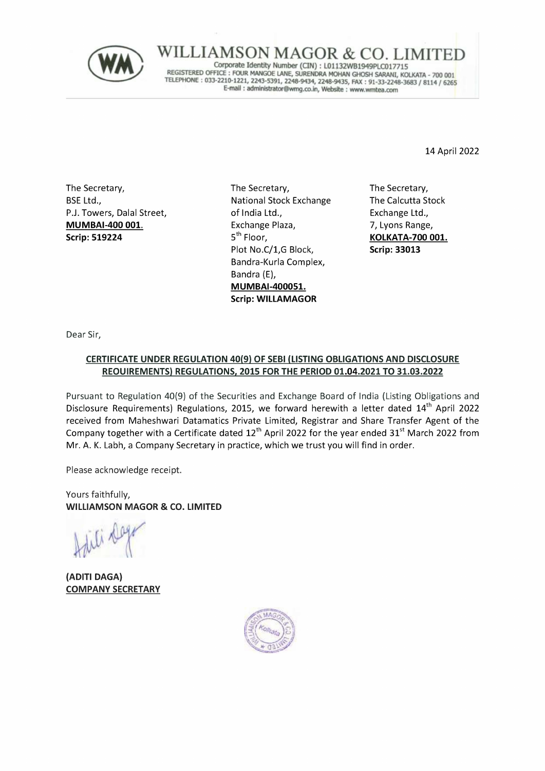# WILLIAMSON MAGOR & CO. LIMITED

Corporate Identity Number (CIN) : L01132WB1949PLC017715
REGISTERED OFFICE : FOUR MANGOE LANE, SURENDRA MOHAN GHOSH SARANI, KOLKATA - 700 001
TELEPHONE : 033-2210-1221, 2243-5391, 2248-9434, 2248-9435, FAX : 91-33-2248-3683 / 8114 / 6265
E-mail : administrator@wmg.co.in, Website : www.wmtea.com

14 April 2022

The Secretary,
BSE Ltd.,
P.J. Towers, Dalal Street,
**MUMBAI-400 001.**
**Scrip: 519224**

The Secretary,
National Stock Exchange of India Ltd.,
Exchange Plaza,
5th Floor,
Plot No.C/1,G Block,
Bandra-Kurla Complex,
Bandra (E),
**MUMBAI-400051.**
**Scrip: WILLAMAGOR**

The Secretary,
The Calcutta Stock Exchange Ltd.,
7, Lyons Range,
**KOLKATA-700 001.**
**Scrip: 33013**

Dear Sir,

**CERTIFICATE UNDER REGULATION 40(9) OF SEBI (LISTING OBLIGATIONS AND DISCLOSURE REQUIREMENTS) REGULATIONS, 2015 FOR THE PERIOD 01.04.2021 TO 31.03.2022**

Pursuant to Regulation 40(9) of the Securities and Exchange Board of India (Listing Obligations and Disclosure Requirements) Regulations, 2015, we forward herewith a letter dated 14th April 2022 received from Maheshwari Datamatics Private Limited, Registrar and Share Transfer Agent of the Company together with a Certificate dated 12th April 2022 for the year ended 31st March 2022 from Mr. A. K. Labh, a Company Secretary in practice, which we trust you will find in order.

Please acknowledge receipt.

Yours faithfully,
**WILLIAMSON MAGOR & CO. LIMITED**

**(ADITI DAGA)**
**COMPANY SECRETARY**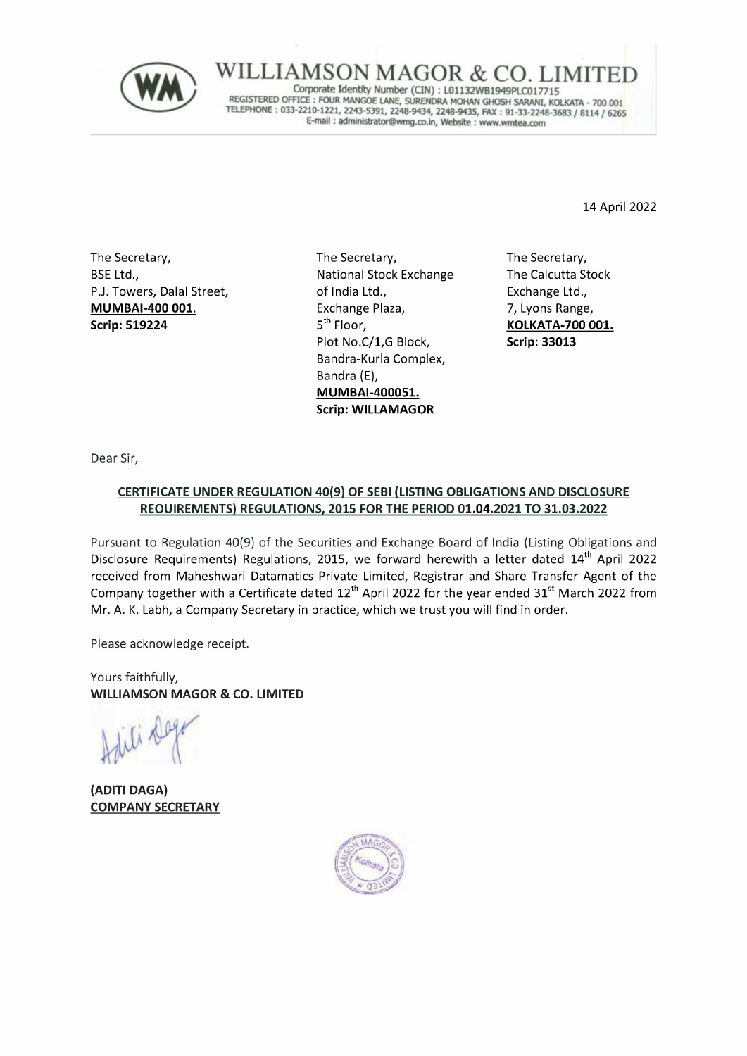# WILLIAMSON MAGOR & CO. LIMITED

Corporate Identity Number (CIN) : L01132WB1949PLC017715
REGISTERED OFFICE : FOUR MANGOE LANE, SURENDRA MOHAN GHOSH SARANI, KOLKATA - 700 001
TELEPHONE : 033-2210-1221, 2243-5391, 2248-9434, 2248-9435, FAX : 91-33-2248-3683 / 8114 / 6265
E-mail : administrator@wmg.co.in, Website : www.wmtea.com

14 April 2022

The Secretary,
BSE Ltd.,
P.J. Towers, Dalal Street,
**MUMBAI-400 001.**
**Scrip: 519224**

The Secretary,
National Stock Exchange
of India Ltd.,
Exchange Plaza,
5th Floor,
Plot No.C/1,G Block,
Bandra-Kurla Complex,
Bandra (E),
**MUMBAI-400051.**
**Scrip: WILLAMAGOR**

The Secretary,
The Calcutta Stock
Exchange Ltd.,
7, Lyons Range,
**KOLKATA-700 001.**
**Scrip: 33013**

Dear Sir,

**CERTIFICATE UNDER REGULATION 40(9) OF SEBI (LISTING OBLIGATIONS AND DISCLOSURE REQUIREMENTS) REGULATIONS, 2015 FOR THE PERIOD 01.04.2021 TO 31.03.2022**

Pursuant to Regulation 40(9) of the Securities and Exchange Board of India (Listing Obligations and Disclosure Requirements) Regulations, 2015, we forward herewith a letter dated 14th April 2022 received from Maheshwari Datamatics Private Limited, Registrar and Share Transfer Agent of the Company together with a Certificate dated 12th April 2022 for the year ended 31st March 2022 from Mr. A. K. Labh, a Company Secretary in practice, which we trust you will find in order.

Please acknowledge receipt.

Yours faithfully,
**WILLIAMSON MAGOR & CO. LIMITED**

**(ADITI DAGA)**
**COMPANY SECRETARY**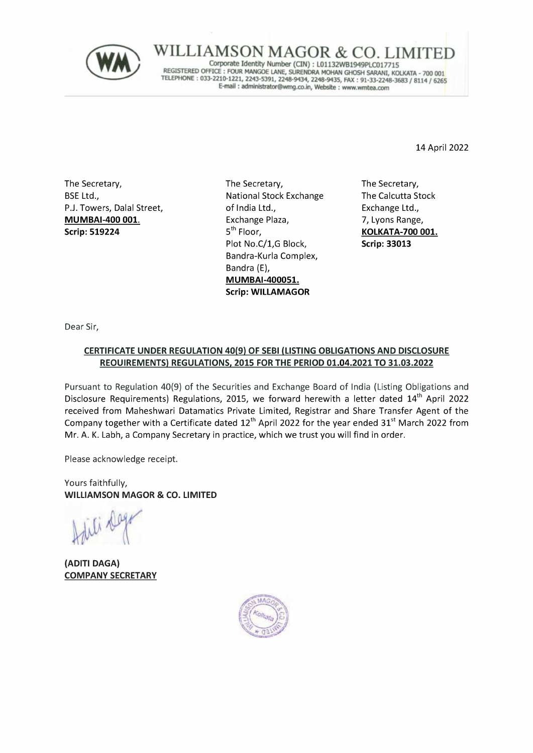# WILLIAMSON MAGOR & CO. LIMITED

Corporate Identity Number (CIN) : L01132WB1949PLC017715
REGISTERED OFFICE : FOUR MANGOE LANE, SURENDRA MOHAN GHOSH SARANI, KOLKATA - 700 001
TELEPHONE : 033-2210-1221, 2243-5391, 2248-9434, 2248-9435, FAX : 91-33-2248-3683 / 8114 / 6265
E-mail : administrator@wmg.co.in, Website : www.wmtea.com

14 April 2022

The Secretary,
BSE Ltd.,
P.J. Towers, Dalal Street,
**MUMBAI-400 001.**
**Scrip: 519224**

The Secretary,
National Stock Exchange of India Ltd.,
Exchange Plaza,
5th Floor,
Plot No.C/1,G Block,
Bandra-Kurla Complex,
Bandra (E),
**MUMBAI-400051.**
**Scrip: WILLAMAGOR**

The Secretary,
The Calcutta Stock Exchange Ltd.,
7, Lyons Range,
**KOLKATA-700 001.**
**Scrip: 33013**

Dear Sir,

**CERTIFICATE UNDER REGULATION 40(9) OF SEBI (LISTING OBLIGATIONS AND DISCLOSURE REQUIREMENTS) REGULATIONS, 2015 FOR THE PERIOD 01.04.2021 TO 31.03.2022**

Pursuant to Regulation 40(9) of the Securities and Exchange Board of India (Listing Obligations and Disclosure Requirements) Regulations, 2015, we forward herewith a letter dated 14th April 2022 received from Maheshwari Datamatics Private Limited, Registrar and Share Transfer Agent of the Company together with a Certificate dated 12th April 2022 for the year ended 31st March 2022 from Mr. A. K. Labh, a Company Secretary in practice, which we trust you will find in order.

Please acknowledge receipt.

Yours faithfully,
**WILLIAMSON MAGOR & CO. LIMITED**

**(ADITI DAGA)**
**COMPANY SECRETARY**